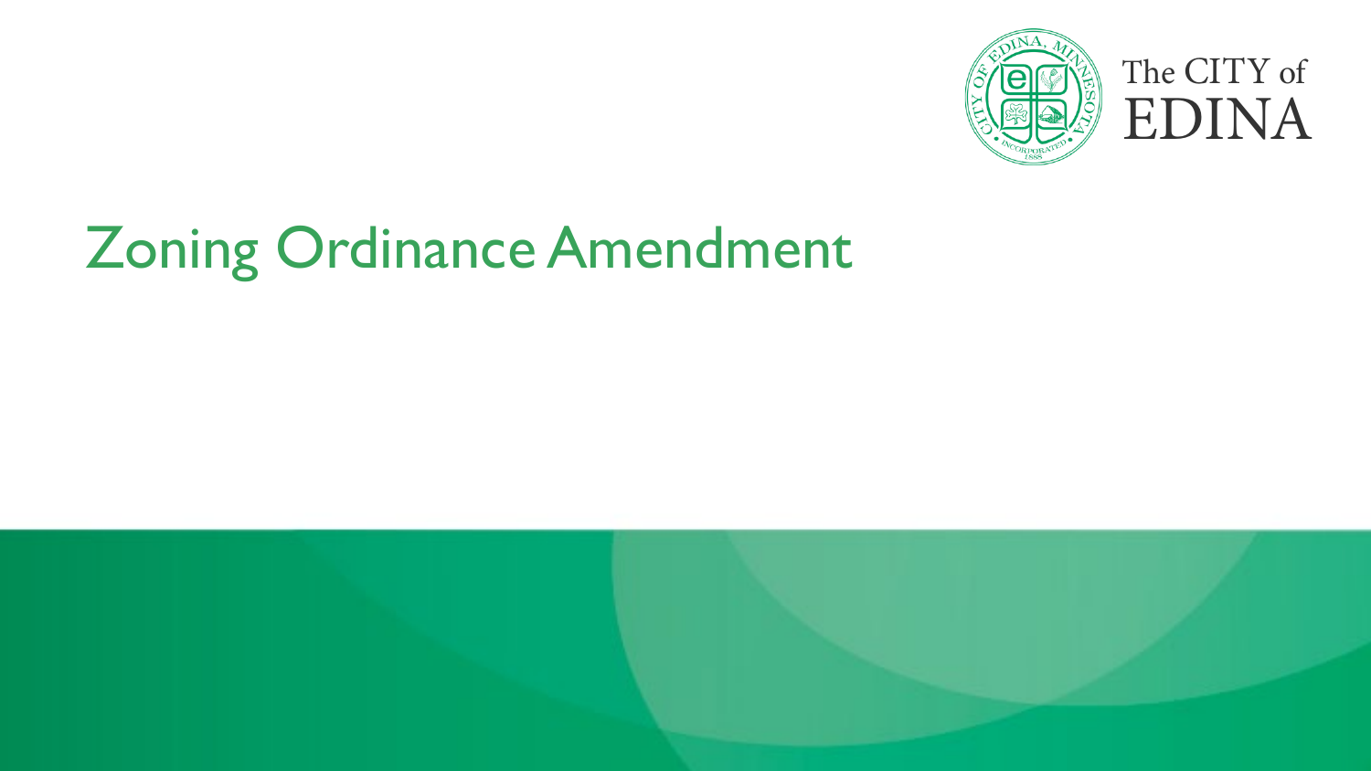The CITY of EDINA

# Zoning Ordinance Amendment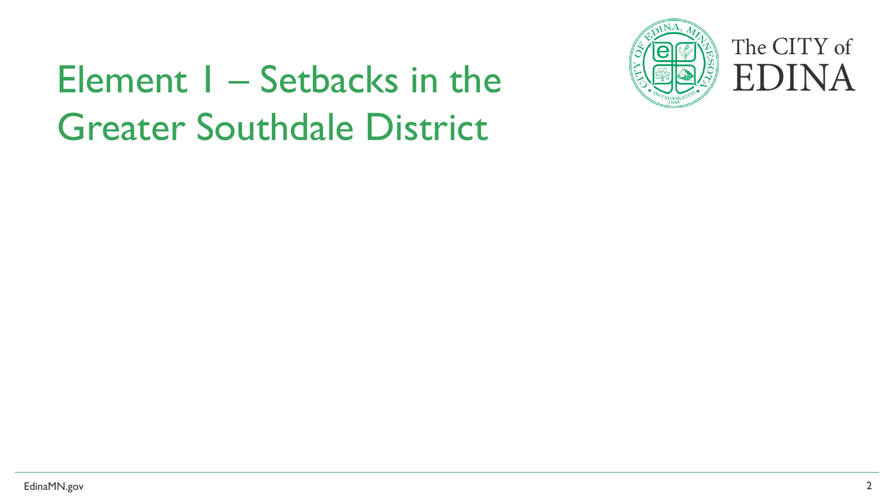# Element 1 – Setbacks in the Greater Southdale District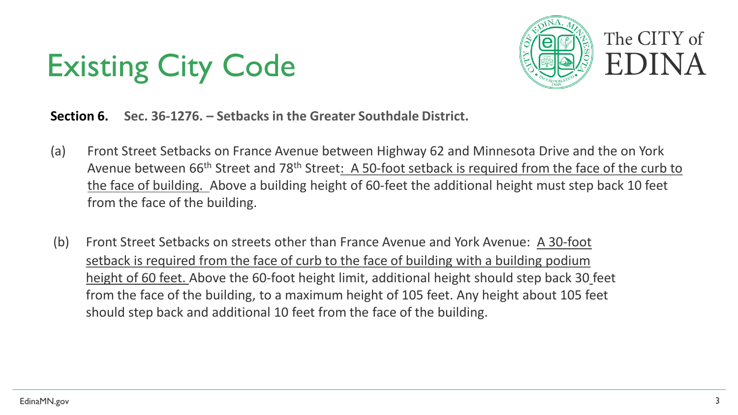# Existing City Code

**Section 6. Sec. 36-1276. – Setbacks in the Greater Southdale District.**

(a) Front Street Setbacks on France Avenue between Highway 62 and Minnesota Drive and the on York Avenue between 66th Street and 78th Street: A 50-foot setback is required from the face of the curb to the face of building. Above a building height of 60-feet the additional height must step back 10 feet from the face of the building.

(b) Front Street Setbacks on streets other than France Avenue and York Avenue: A 30-foot setback is required from the face of curb to the face of building with a building podium height of 60 feet. Above the 60-foot height limit, additional height should step back 30 feet from the face of the building, to a maximum height of 105 feet. Any height about 105 feet should step back and additional 10 feet from the face of the building.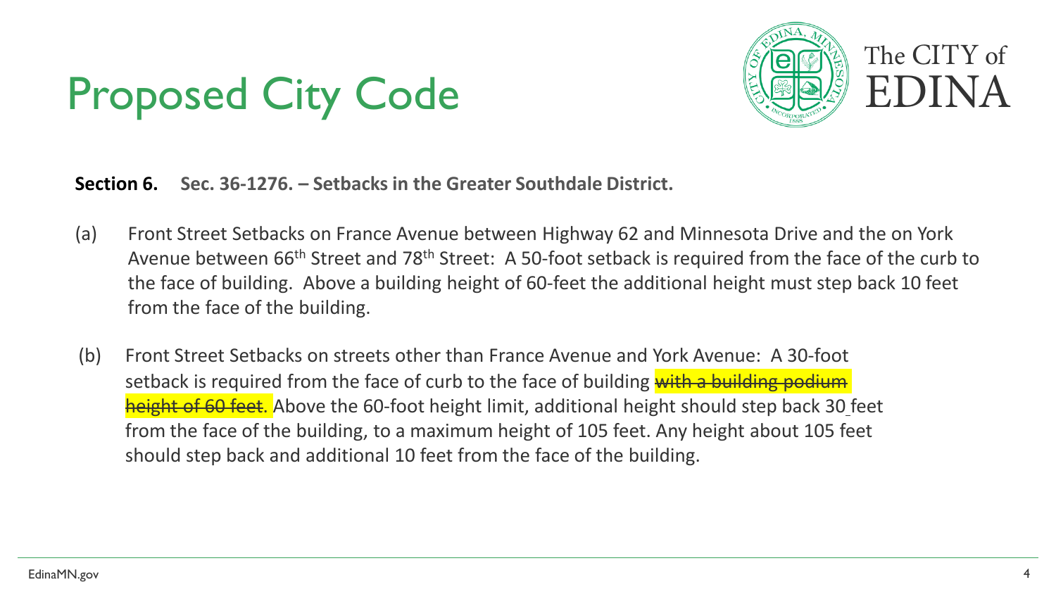# Proposed City Code

**Section 6.** **Sec. 36-1276. – Setbacks in the Greater Southdale District.**

(a) Front Street Setbacks on France Avenue between Highway 62 and Minnesota Drive and the on York Avenue between 66th Street and 78th Street: A 50-foot setback is required from the face of the curb to the face of building. Above a building height of 60-feet the additional height must step back 10 feet from the face of the building.

(b) Front Street Setbacks on streets other than France Avenue and York Avenue: A 30-foot setback is required from the face of curb to the face of building ~~with a building podium height of 60 feet~~. Above the 60-foot height limit, additional height should step back 30 feet from the face of the building, to a maximum height of 105 feet. Any height about 105 feet should step back and additional 10 feet from the face of the building.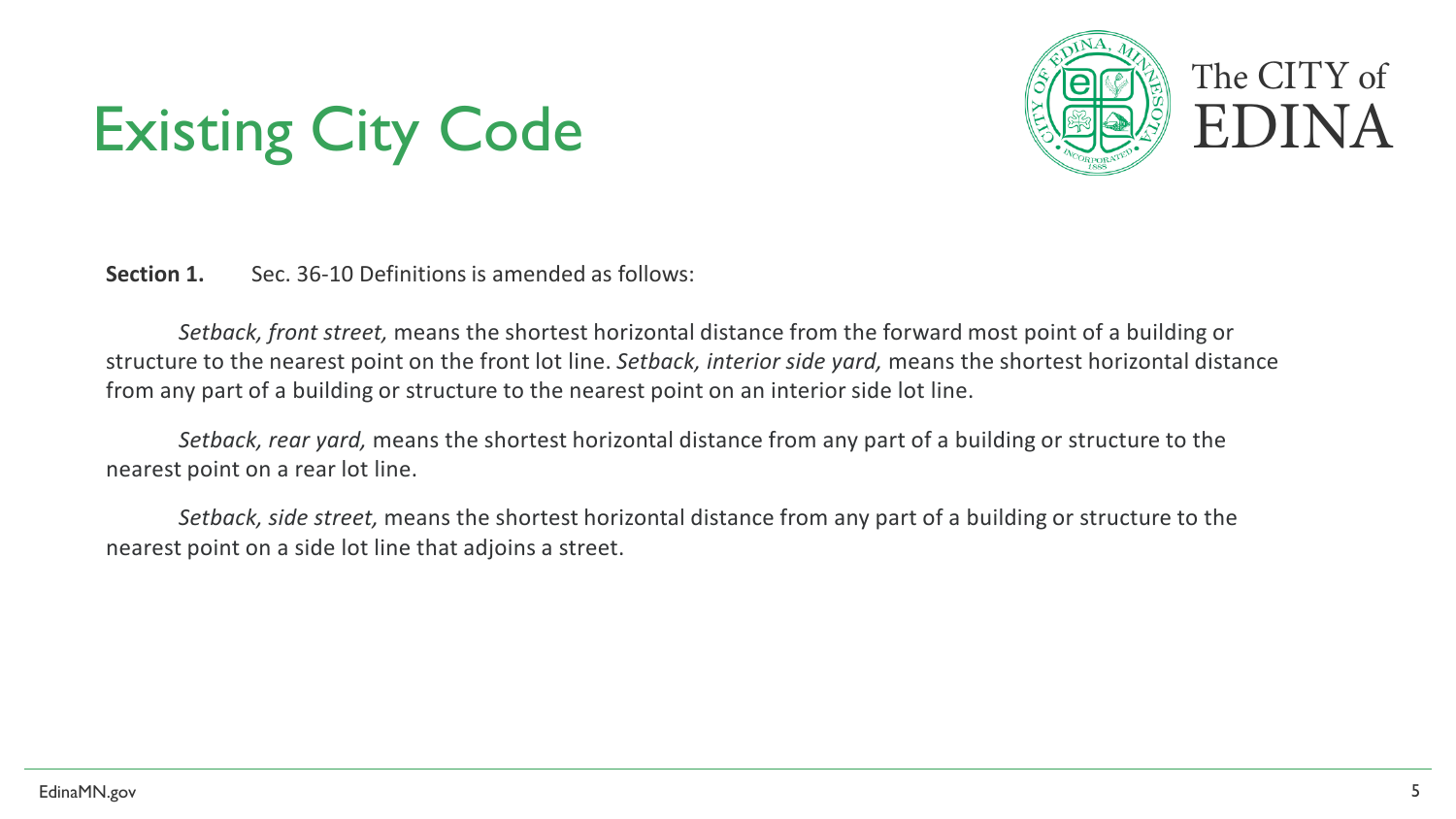# Existing City Code

**Section 1.** Sec. 36-10 Definitions is amended as follows:

*Setback, front street,* means the shortest horizontal distance from the forward most point of a building or structure to the nearest point on the front lot line. *Setback, interior side yard,* means the shortest horizontal distance from any part of a building or structure to the nearest point on an interior side lot line.

*Setback, rear yard,* means the shortest horizontal distance from any part of a building or structure to the nearest point on a rear lot line.

*Setback, side street,* means the shortest horizontal distance from any part of a building or structure to the nearest point on a side lot line that adjoins a street.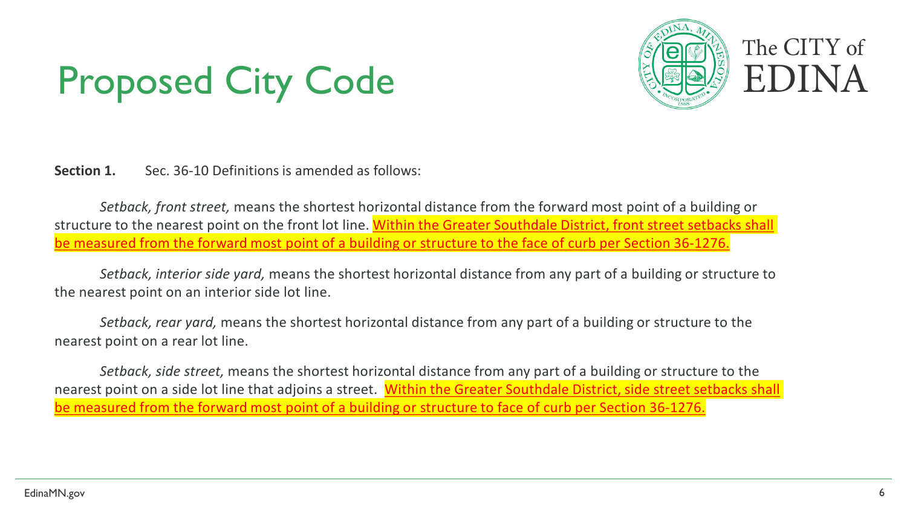# Proposed City Code

**Section 1.** Sec. 36-10 Definitions is amended as follows:

*Setback, front street,* means the shortest horizontal distance from the forward most point of a building or structure to the nearest point on the front lot line. <u>Within the Greater Southdale District, front street setbacks shall be measured from the forward most point of a building or structure to the face of curb per Section 36-1276.</u>

*Setback, interior side yard,* means the shortest horizontal distance from any part of a building or structure to the nearest point on an interior side lot line.

*Setback, rear yard,* means the shortest horizontal distance from any part of a building or structure to the nearest point on a rear lot line.

*Setback, side street,* means the shortest horizontal distance from any part of a building or structure to the nearest point on a side lot line that adjoins a street. <u>Within the Greater Southdale District, side street setbacks shall be measured from the forward most point of a building or structure to face of curb per Section 36-1276.</u>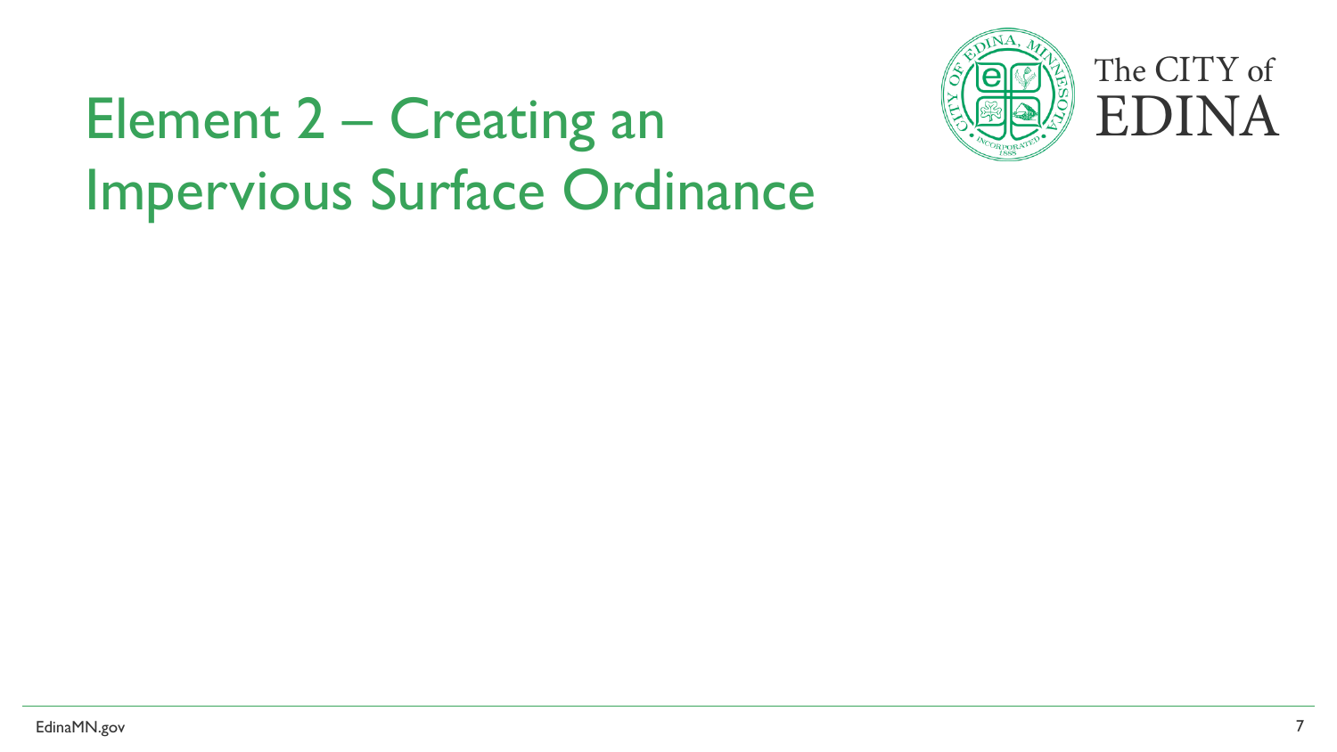# Element 2 – Creating an Impervious Surface Ordinance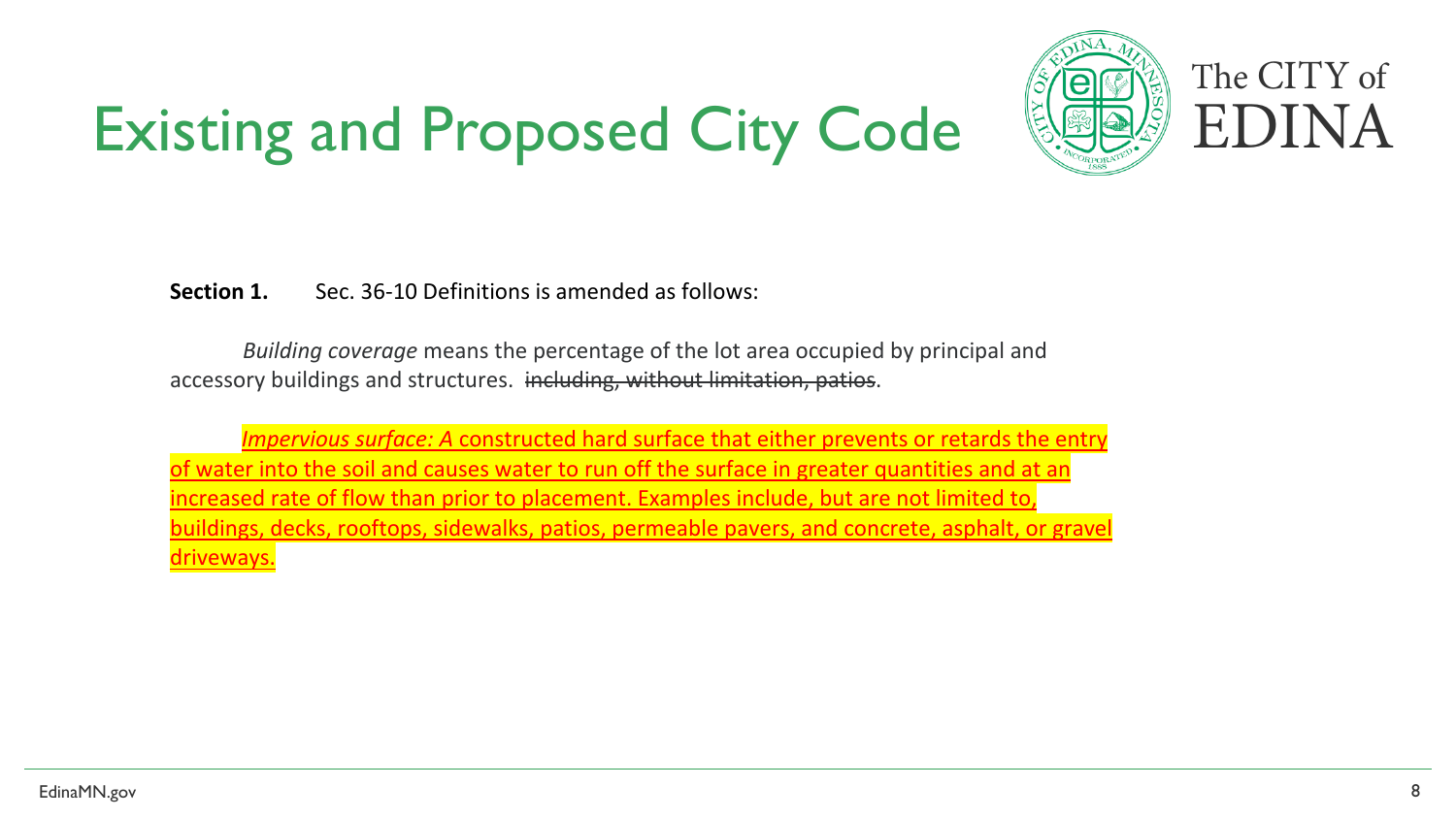# Existing and Proposed City Code

**Section 1.** Sec. 36-10 Definitions is amended as follows:

*Building coverage* means the percentage of the lot area occupied by principal and accessory buildings and structures. ~~including, without limitation, patios~~.

<u>*Impervious surface: A* constructed hard surface that either prevents or retards the entry of water into the soil and causes water to run off the surface in greater quantities and at an increased rate of flow than prior to placement. Examples include, but are not limited to, buildings, decks, rooftops, sidewalks, patios, permeable pavers, and concrete, asphalt, or gravel driveways.</u>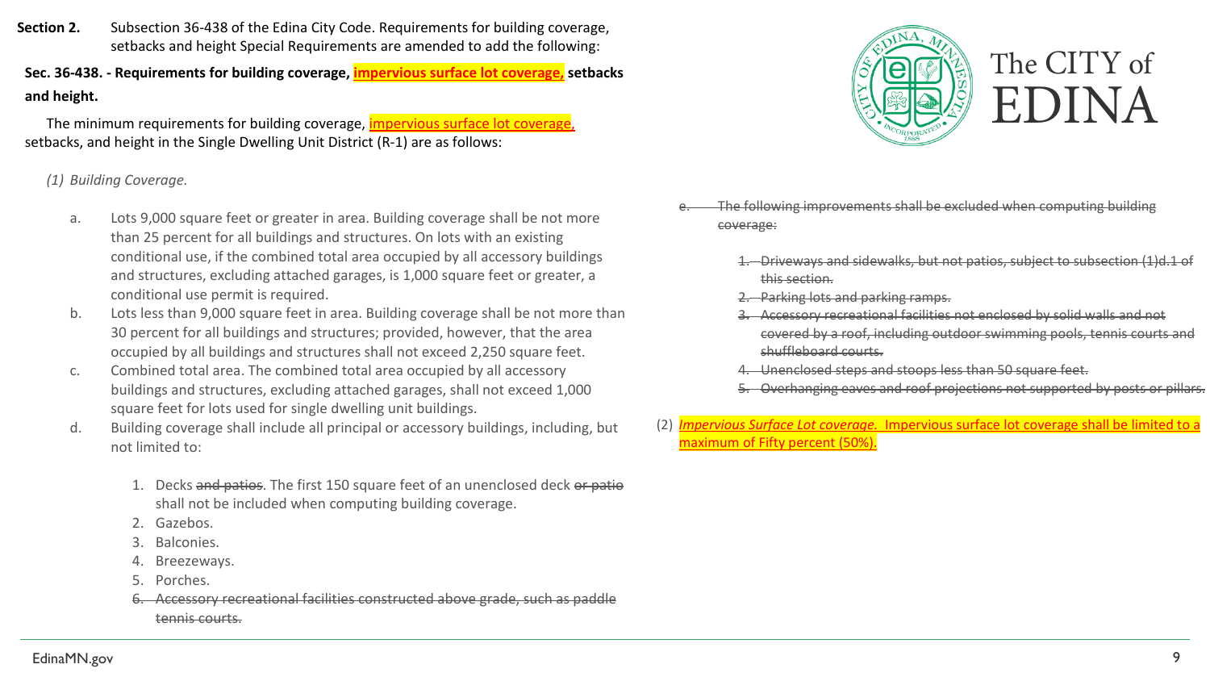**Section 2.** Subsection 36-438 of the Edina City Code. Requirements for building coverage, setbacks and height Special Requirements are amended to add the following:

**Sec. 36-438. - Requirements for building coverage, <u>impervious surface lot coverage,</u> setbacks and height.**

The minimum requirements for building coverage, <u>impervious surface lot coverage</u>, setbacks, and height in the Single Dwelling Unit District (R-1) are as follows:

*(1) Building Coverage.*

a. Lots 9,000 square feet or greater in area. Building coverage shall be not more than 25 percent for all buildings and structures. On lots with an existing conditional use, if the combined total area occupied by all accessory buildings and structures, excluding attached garages, is 1,000 square feet or greater, a conditional use permit is required.

b. Lots less than 9,000 square feet in area. Building coverage shall be not more than 30 percent for all buildings and structures; provided, however, that the area occupied by all buildings and structures shall not exceed 2,250 square feet.

c. Combined total area. The combined total area occupied by all accessory buildings and structures, excluding attached garages, shall not exceed 1,000 square feet for lots used for single dwelling unit buildings.

d. Building coverage shall include all principal or accessory buildings, including, but not limited to:

1. Decks ~~and patios~~. The first 150 square feet of an unenclosed deck ~~or patio~~ shall not be included when computing building coverage.
2. Gazebos.
3. Balconies.
4. Breezeways.
5. Porches.
6. ~~Accessory recreational facilities constructed above grade, such as paddle tennis courts.~~

~~e. The following improvements shall be excluded when computing building coverage:~~

1. ~~Driveways and sidewalks, but not patios, subject to subsection (1)d.1 of this section.~~
2. ~~Parking lots and parking ramps.~~
3. ~~Accessory recreational facilities not enclosed by solid walls and not covered by a roof, including outdoor swimming pools, tennis courts and shuffleboard courts.~~
4. ~~Unenclosed steps and stoops less than 50 square feet.~~
5. ~~Overhanging eaves and roof projections not supported by posts or pillars.~~

(2) <u>*Impervious Surface Lot coverage.* Impervious surface lot coverage shall be limited to a maximum of Fifty percent (50%).</u>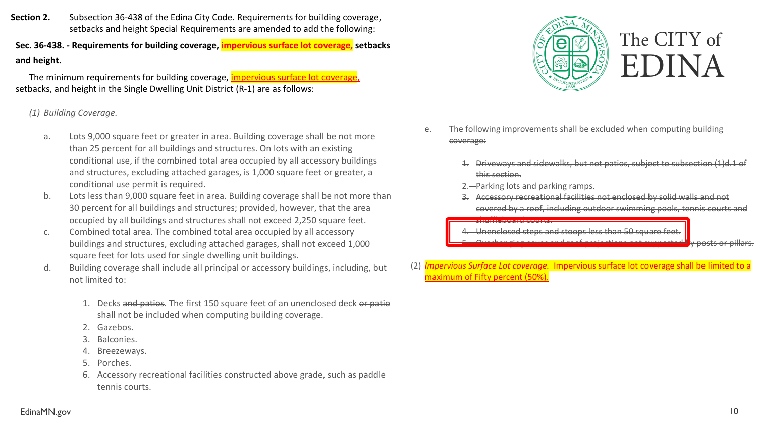**Section 2.** Subsection 36-438 of the Edina City Code. Requirements for building coverage, setbacks and height Special Requirements are amended to add the following:

**Sec. 36-438. - Requirements for building coverage, <u>impervious surface lot coverage,</u> setbacks and height.**

The minimum requirements for building coverage, <u>impervious surface lot coverage</u>, setbacks, and height in the Single Dwelling Unit District (R-1) are as follows:

*(1) Building Coverage.*

a. Lots 9,000 square feet or greater in area. Building coverage shall be not more than 25 percent for all buildings and structures. On lots with an existing conditional use, if the combined total area occupied by all accessory buildings and structures, excluding attached garages, is 1,000 square feet or greater, a conditional use permit is required.

b. Lots less than 9,000 square feet in area. Building coverage shall be not more than 30 percent for all buildings and structures; provided, however, that the area occupied by all buildings and structures shall not exceed 2,250 square feet.

c. Combined total area. The combined total area occupied by all accessory buildings and structures, excluding attached garages, shall not exceed 1,000 square feet for lots used for single dwelling unit buildings.

d. Building coverage shall include all principal or accessory buildings, including, but not limited to:

1. Decks ~~and patios~~. The first 150 square feet of an unenclosed deck ~~or patio~~ shall not be included when computing building coverage.
2. Gazebos.
3. Balconies.
4. Breezeways.
5. Porches.
6. ~~Accessory recreational facilities constructed above grade, such as paddle tennis courts.~~

e. ~~The following improvements shall be excluded when computing building coverage:~~

1. ~~Driveways and sidewalks, but not patios, subject to subsection (1)d.1 of this section.~~
2. ~~Parking lots and parking ramps.~~
3. ~~Accessory recreational facilities not enclosed by solid walls and not covered by a roof, including outdoor swimming pools, tennis courts and shuffleboard courts.~~
4. ~~Unenclosed steps and stoops less than 50 square feet.~~
5. ~~Overhanging eaves and roof projections not supported by posts or pillars.~~

(2) <u>*Impervious Surface Lot coverage.* Impervious surface lot coverage shall be limited to a maximum of Fifty percent (50%).</u>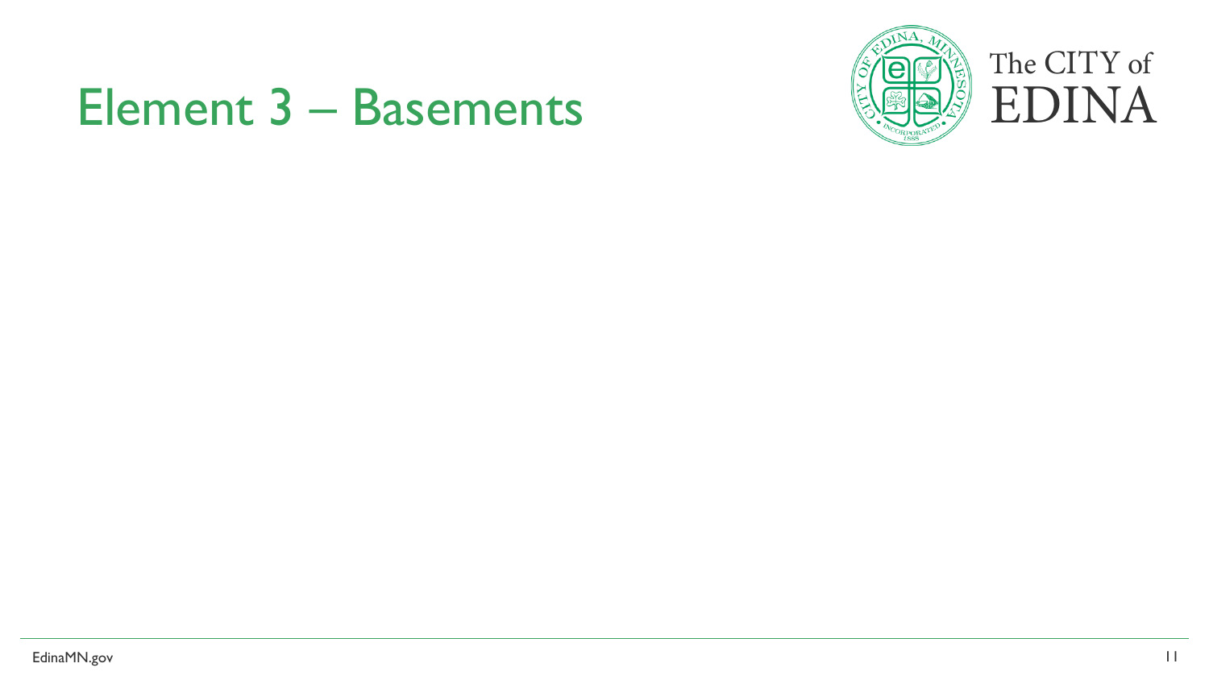# Element 3 – Basements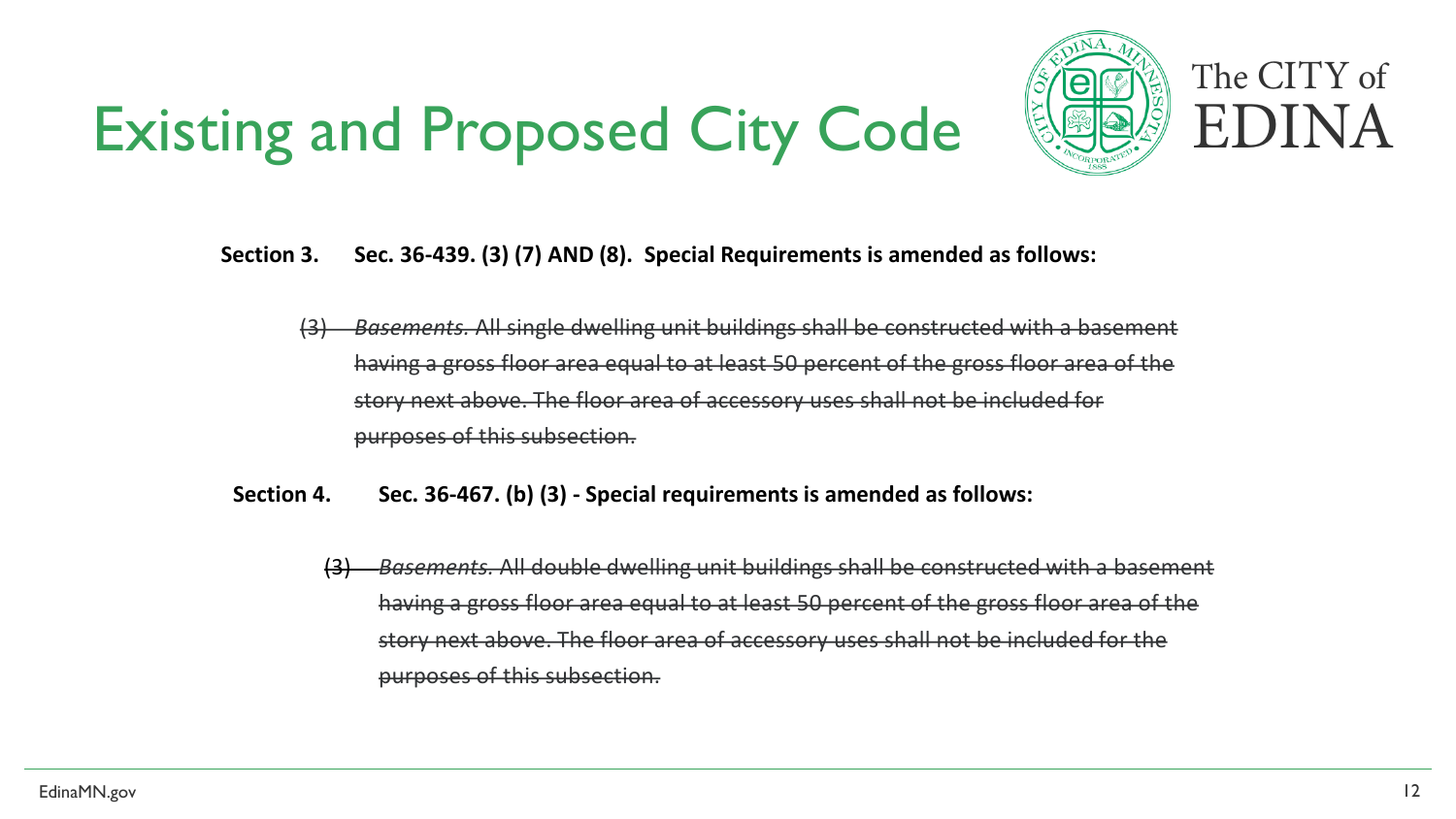# Existing and Proposed City Code

**Section 3. Sec. 36-439. (3) (7) AND (8). Special Requirements is amended as follows:**

~~(3) *Basements.* All single dwelling unit buildings shall be constructed with a basement having a gross floor area equal to at least 50 percent of the gross floor area of the story next above. The floor area of accessory uses shall not be included for purposes of this subsection.~~

**Section 4. Sec. 36-467. (b) (3) - Special requirements is amended as follows:**

~~(3) *Basements.* All double dwelling unit buildings shall be constructed with a basement having a gross floor area equal to at least 50 percent of the gross floor area of the story next above. The floor area of accessory uses shall not be included for the purposes of this subsection.~~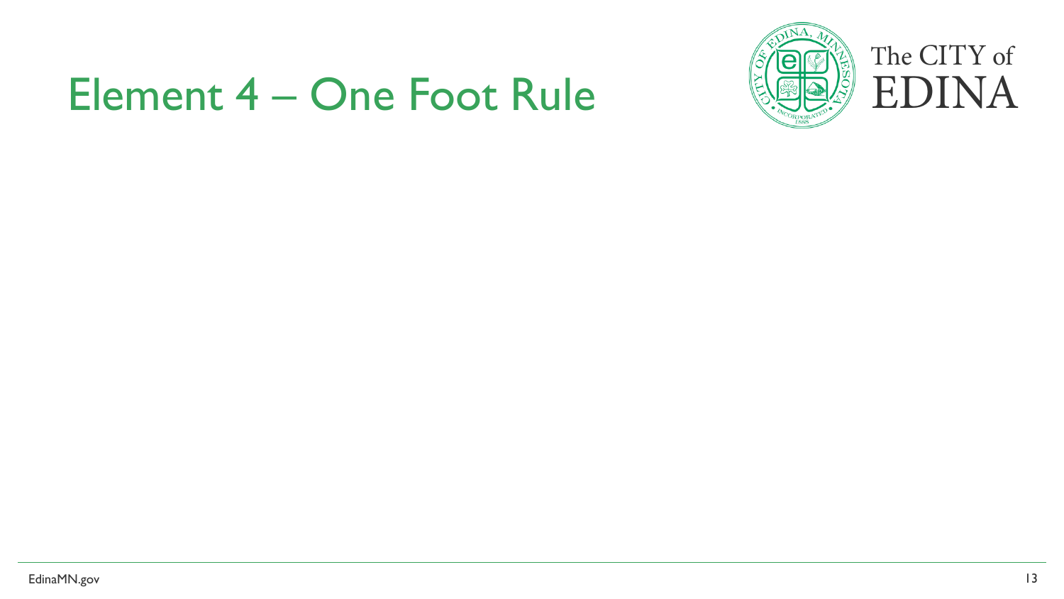# Element 4 – One Foot Rule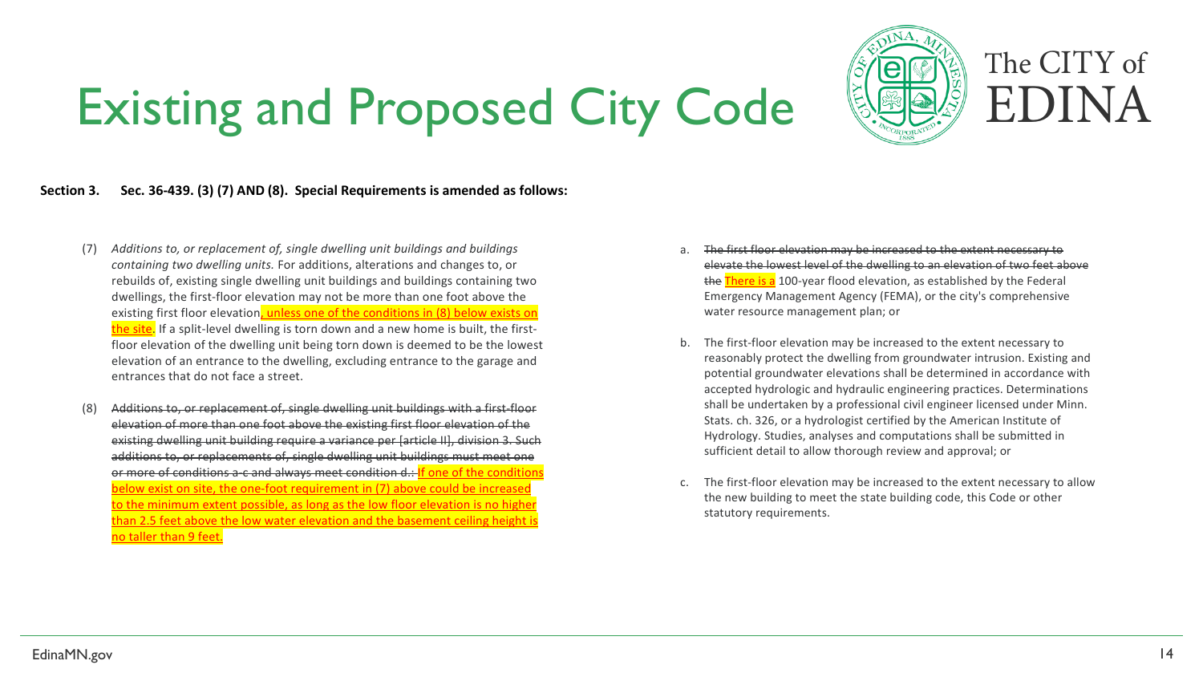# Existing and Proposed City Code

The CITY of EDINA

**Section 3. Sec. 36-439. (3) (7) AND (8). Special Requirements is amended as follows:**

(7) *Additions to, or replacement of, single dwelling unit buildings and buildings containing two dwelling units.* For additions, alterations and changes to, or rebuilds of, existing single dwelling unit buildings and buildings containing two dwellings, the first-floor elevation may not be more than one foot above the existing first floor elevation<u>, unless one of the conditions in (8) below exists on the site</u>. If a split-level dwelling is torn down and a new home is built, the first-floor elevation of the dwelling unit being torn down is deemed to be the lowest elevation of an entrance to the dwelling, excluding entrance to the garage and entrances that do not face a street.

(8) ~~Additions to, or replacement of, single dwelling unit buildings with a first-floor elevation of more than one foot above the existing first floor elevation of the existing dwelling unit building require a variance per [article II], division 3. Such additions to, or replacements of, single dwelling unit buildings must meet one or more of conditions a-c and always meet condition d.:~~ <u>If one of the conditions below exist on site, the one-foot requirement in (7) above could be increased to the minimum extent possible, as long as the low floor elevation is no higher than 2.5 feet above the low water elevation and the basement ceiling height is no taller than 9 feet.</u>

a. ~~The first floor elevation may be increased to the extent necessary to elevate the lowest level of the dwelling to an elevation of two feet above the~~ <u>There is a</u> 100-year flood elevation, as established by the Federal Emergency Management Agency (FEMA), or the city's comprehensive water resource management plan; or

b. The first-floor elevation may be increased to the extent necessary to reasonably protect the dwelling from groundwater intrusion. Existing and potential groundwater elevations shall be determined in accordance with accepted hydrologic and hydraulic engineering practices. Determinations shall be undertaken by a professional civil engineer licensed under Minn. Stats. ch. 326, or a hydrologist certified by the American Institute of Hydrology. Studies, analyses and computations shall be submitted in sufficient detail to allow thorough review and approval; or

c. The first-floor elevation may be increased to the extent necessary to allow the new building to meet the state building code, this Code or other statutory requirements.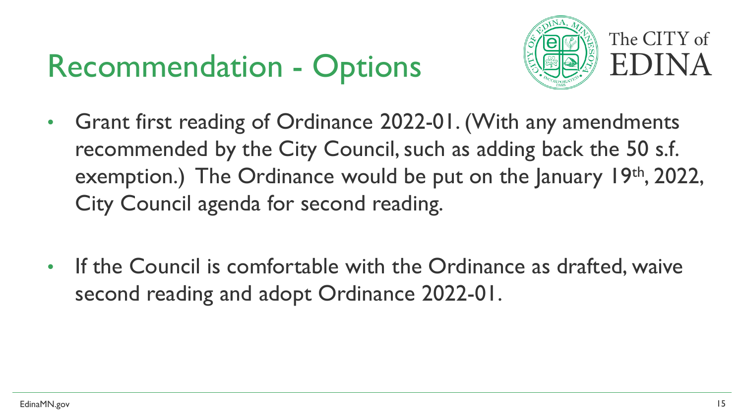# Recommendation - Options

The CITY of EDINA

- Grant first reading of Ordinance 2022-01. (With any amendments recommended by the City Council, such as adding back the 50 s.f. exemption.) The Ordinance would be put on the January 19th, 2022, City Council agenda for second reading.

- If the Council is comfortable with the Ordinance as drafted, waive second reading and adopt Ordinance 2022-01.

EdinaMN.gov